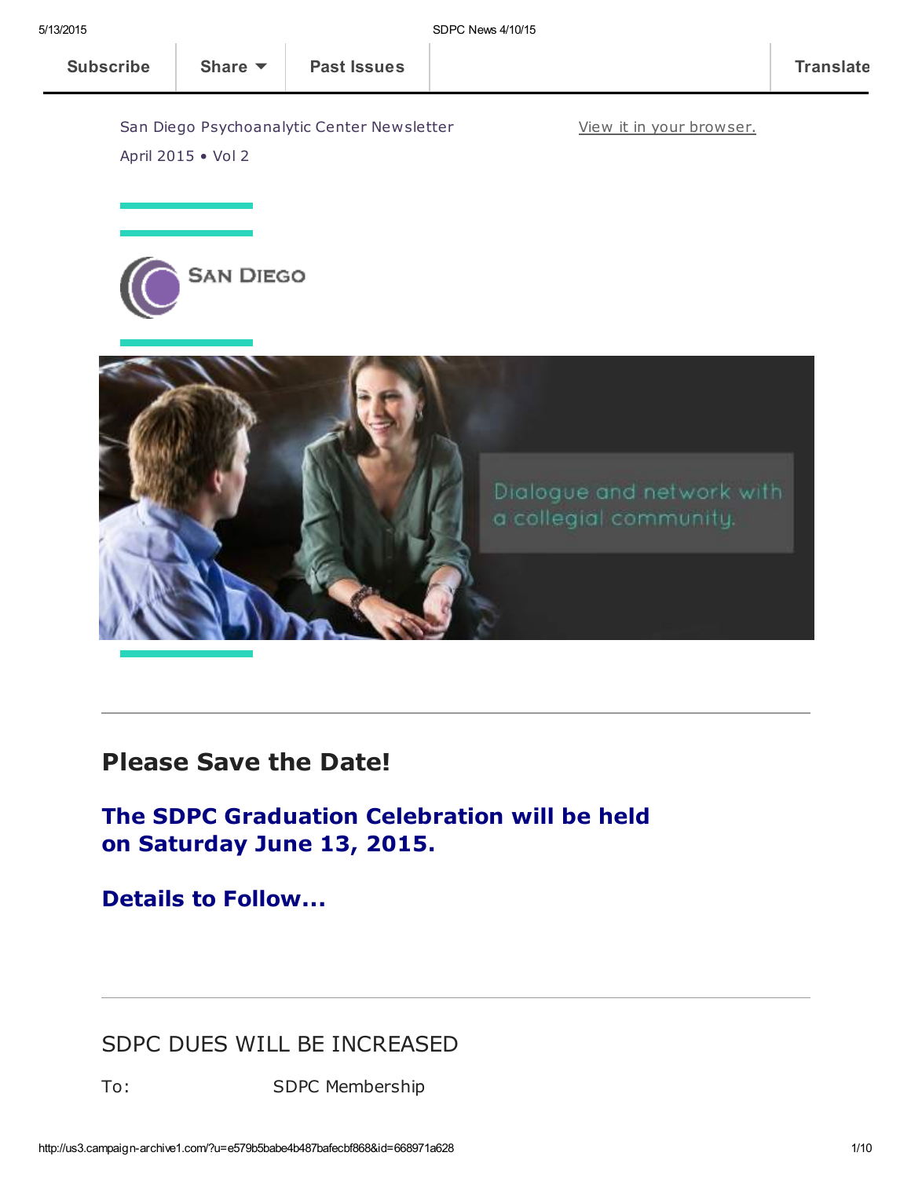Subscribe | Share | Past Issues | Translate

San Diego Psychoanalytic Center Newsletter

April 2015 • Vol 2

View it in your browser.

SAN DIEGO

Dialogue and network with a collegial community.

---

## Please Save the Date!

### The SDPC Graduation Celebration will be held on Saturday June 13, 2015.

### Details to Follow...

---

## SDPC DUES WILL BE INCREASED

To: SDPC Membership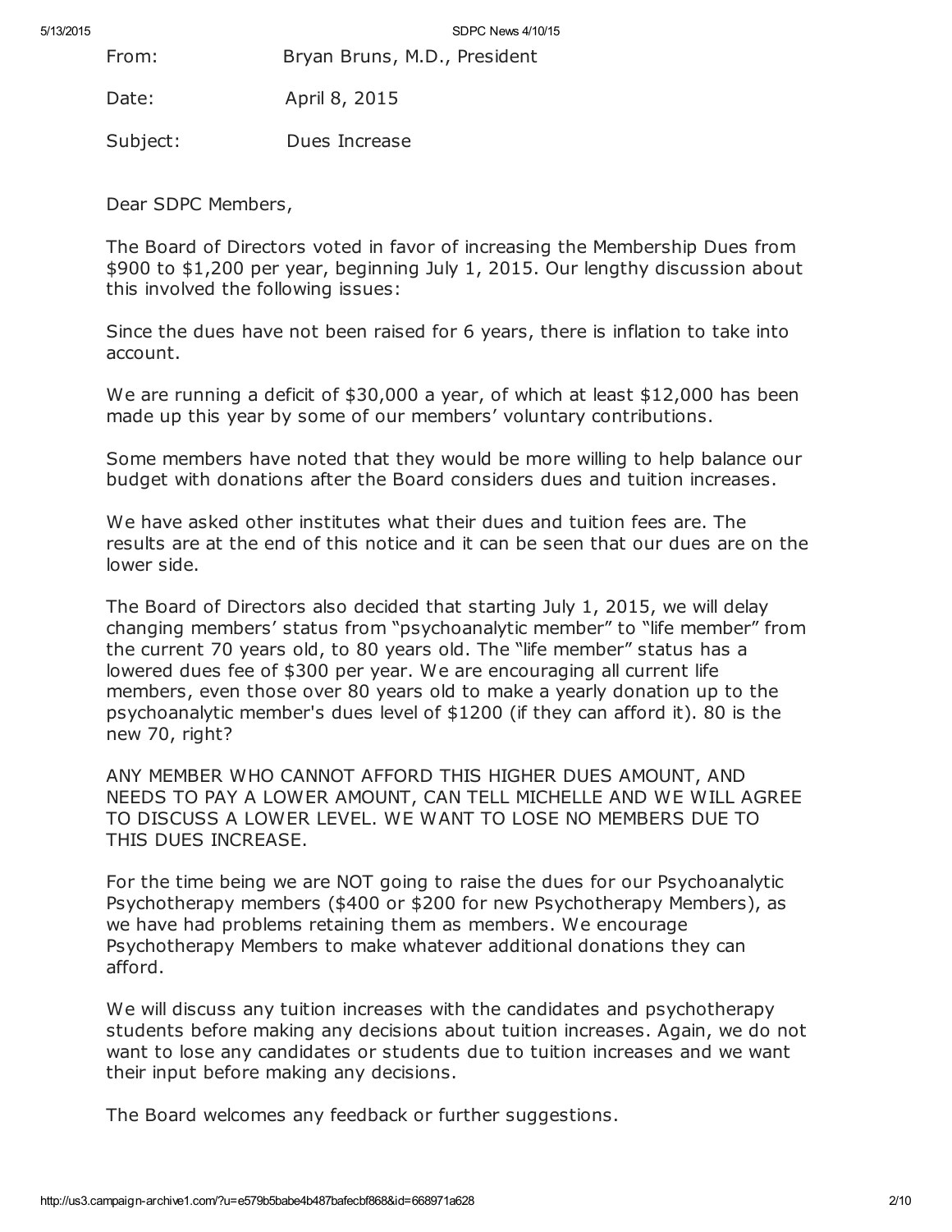From: Bryan Bruns, M.D., President

Date: April 8, 2015

Subject: Dues Increase

Dear SDPC Members,

The Board of Directors voted in favor of increasing the Membership Dues from $900 to $1,200 per year, beginning July 1, 2015. Our lengthy discussion about this involved the following issues:

Since the dues have not been raised for 6 years, there is inflation to take into account.

We are running a deficit of $30,000 a year, of which at least $12,000 has been made up this year by some of our members' voluntary contributions.

Some members have noted that they would be more willing to help balance our budget with donations after the Board considers dues and tuition increases.

We have asked other institutes what their dues and tuition fees are. The results are at the end of this notice and it can be seen that our dues are on the lower side.

The Board of Directors also decided that starting July 1, 2015, we will delay changing members' status from "psychoanalytic member" to "life member" from the current 70 years old, to 80 years old. The "life member" status has a lowered dues fee of $300 per year. We are encouraging all current life members, even those over 80 years old to make a yearly donation up to the psychoanalytic member's dues level of $1200 (if they can afford it). 80 is the new 70, right?

ANY MEMBER WHO CANNOT AFFORD THIS HIGHER DUES AMOUNT, AND NEEDS TO PAY A LOWER AMOUNT, CAN TELL MICHELLE AND WE WILL AGREE TO DISCUSS A LOWER LEVEL. WE WANT TO LOSE NO MEMBERS DUE TO THIS DUES INCREASE.

For the time being we are NOT going to raise the dues for our Psychoanalytic Psychotherapy members ($400 or $200 for new Psychotherapy Members), as we have had problems retaining them as members. We encourage Psychotherapy Members to make whatever additional donations they can afford.

We will discuss any tuition increases with the candidates and psychotherapy students before making any decisions about tuition increases. Again, we do not want to lose any candidates or students due to tuition increases and we want their input before making any decisions.

The Board welcomes any feedback or further suggestions.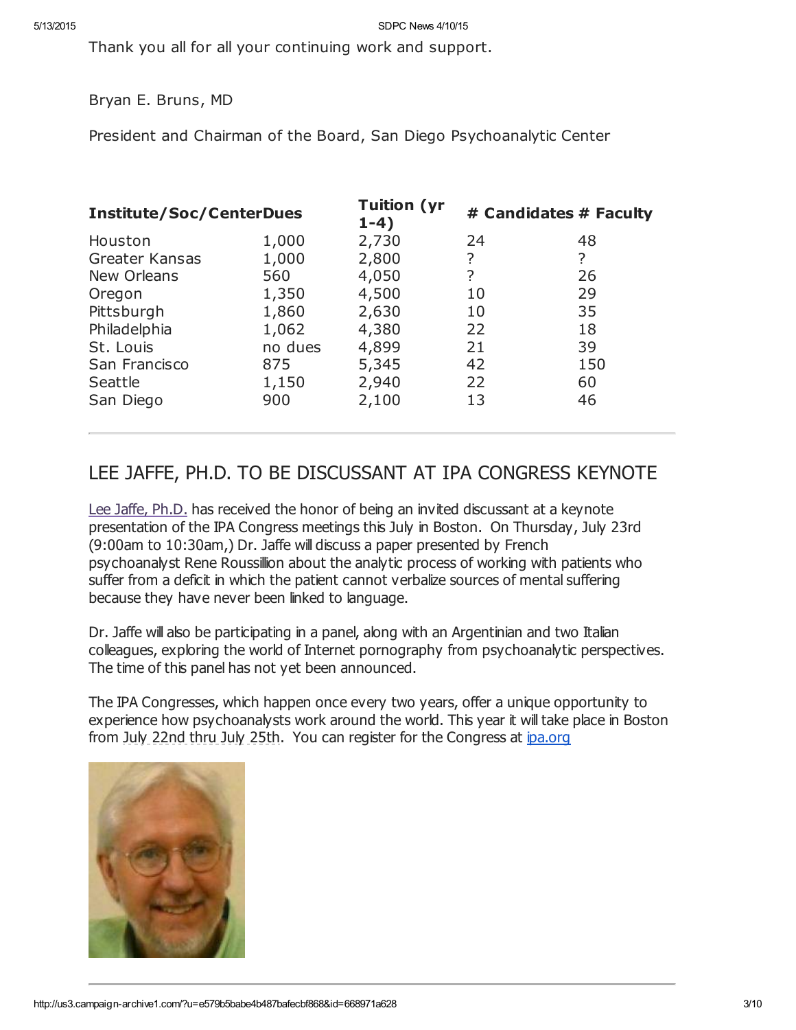Thank you all for all your continuing work and support.

Bryan E. Bruns, MD

President and Chairman of the Board, San Diego Psychoanalytic Center

| Institute/Soc/Center | Dues | Tuition (yr 1-4) | # Candidates | # Faculty |
|---|---|---|---|---|
| Houston | 1,000 | 2,730 | 24 | 48 |
| Greater Kansas | 1,000 | 2,800 | ? | ? |
| New Orleans | 560 | 4,050 | ? | 26 |
| Oregon | 1,350 | 4,500 | 10 | 29 |
| Pittsburgh | 1,860 | 2,630 | 10 | 35 |
| Philadelphia | 1,062 | 4,380 | 22 | 18 |
| St. Louis | no dues | 4,899 | 21 | 39 |
| San Francisco | 875 | 5,345 | 42 | 150 |
| Seattle | 1,150 | 2,940 | 22 | 60 |
| San Diego | 900 | 2,100 | 13 | 46 |

---

## LEE JAFFE, PH.D. TO BE DISCUSSANT AT IPA CONGRESS KEYNOTE

Lee Jaffe, Ph.D. has received the honor of being an invited discussant at a keynote presentation of the IPA Congress meetings this July in Boston. On Thursday, July 23rd (9:00am to 10:30am,) Dr. Jaffe will discuss a paper presented by French psychoanalyst Rene Roussillion about the analytic process of working with patients who suffer from a deficit in which the patient cannot verbalize sources of mental suffering because they have never been linked to language.

Dr. Jaffe will also be participating in a panel, along with an Argentinian and two Italian colleagues, exploring the world of Internet pornography from psychoanalytic perspectives. The time of this panel has not yet been announced.

The IPA Congresses, which happen once every two years, offer a unique opportunity to experience how psychoanalysts work around the world. This year it will take place in Boston from July 22nd thru July 25th. You can register for the Congress at ipa.org

---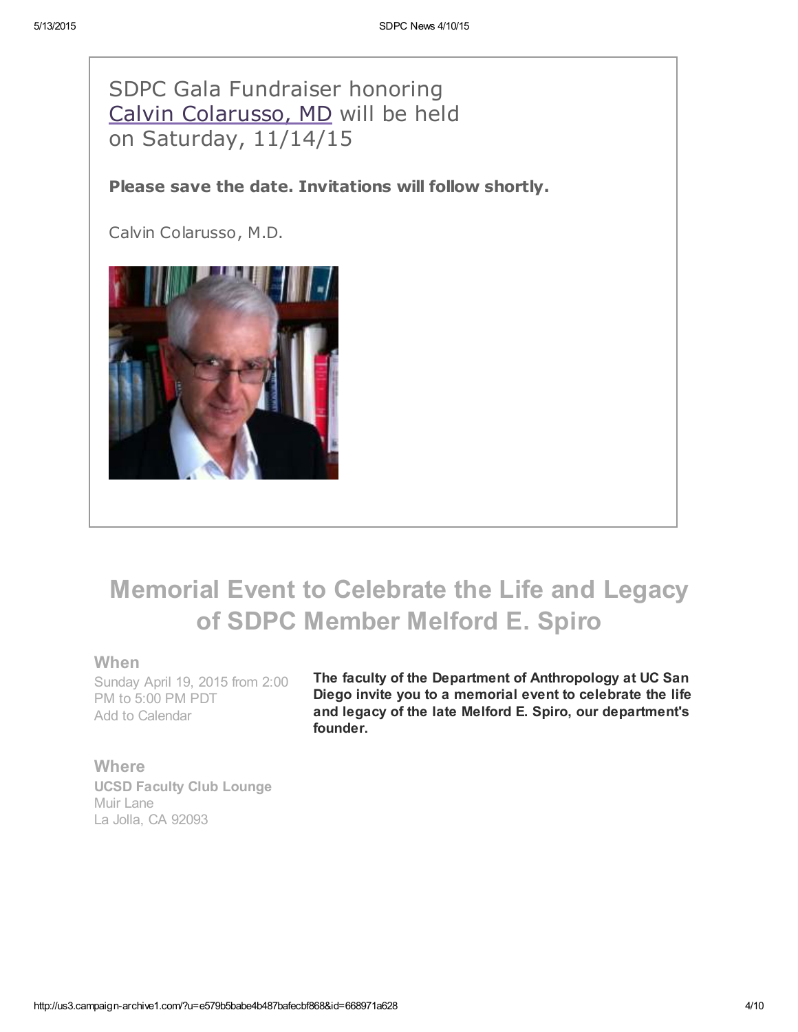SDPC Gala Fundraiser honoring Calvin Colarusso, MD will be held on Saturday, 11/14/15

**Please save the date. Invitations will follow shortly.**

Calvin Colarusso, M.D.

# Memorial Event to Celebrate the Life and Legacy of SDPC Member Melford E. Spiro

### When

Sunday April 19, 2015 from 2:00 PM to 5:00 PM PDT
Add to Calendar

### Where

**UCSD Faculty Club Lounge**
Muir Lane
La Jolla, CA 92093

**The faculty of the Department of Anthropology at UC San Diego invite you to a memorial event to celebrate the life and legacy of the late Melford E. Spiro, our department's founder.**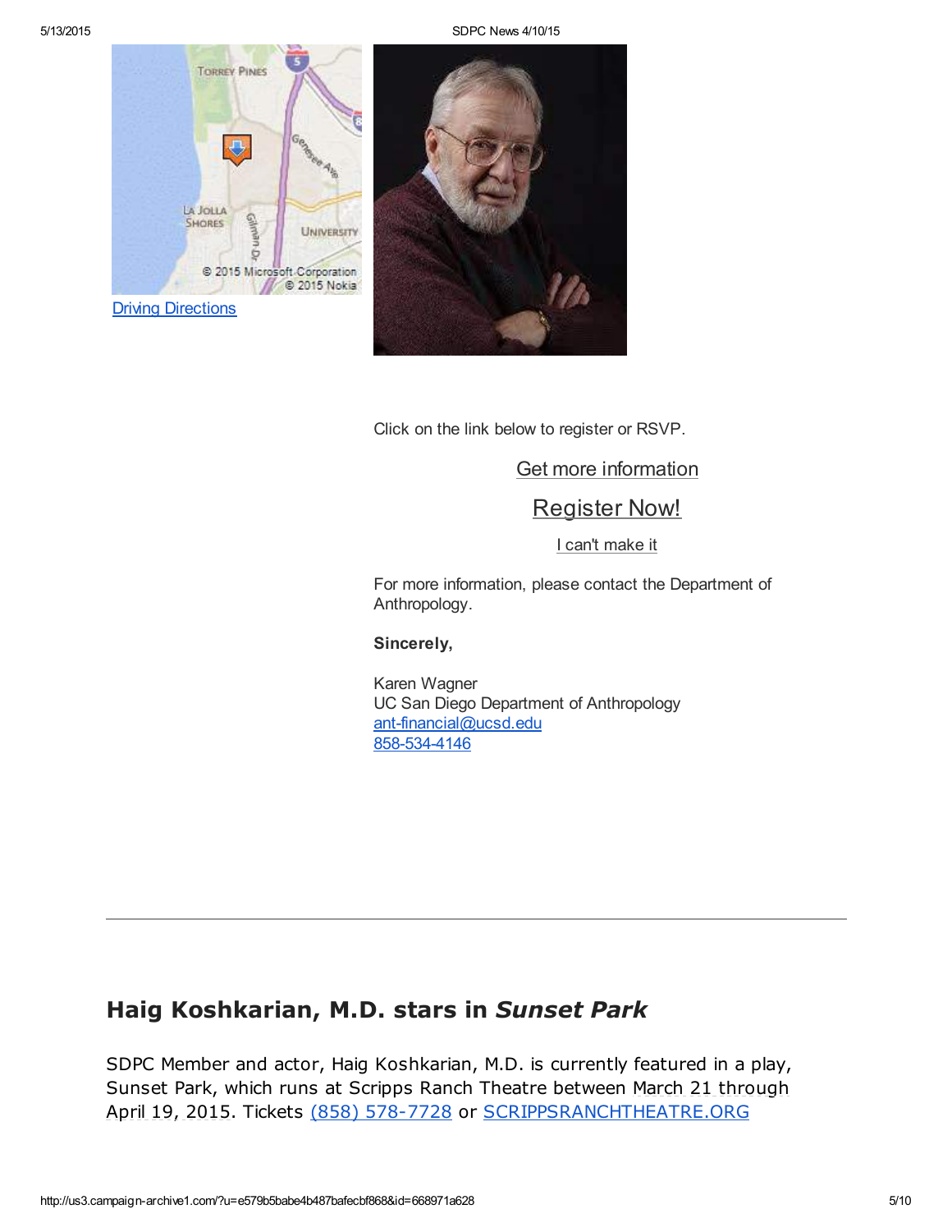Driving Directions

Click on the link below to register or RSVP.

Get more information

Register Now!

I can't make it

For more information, please contact the Department of Anthropology.

**Sincerely,**

Karen Wagner
UC San Diego Department of Anthropology
ant-financial@ucsd.edu
858-534-4146

---

## Haig Koshkarian, M.D. stars in *Sunset Park*

SDPC Member and actor, Haig Koshkarian, M.D. is currently featured in a play, Sunset Park, which runs at Scripps Ranch Theatre between March 21 through April 19, 2015. Tickets (858) 578-7728 or SCRIPPSRANCHTHEATRE.ORG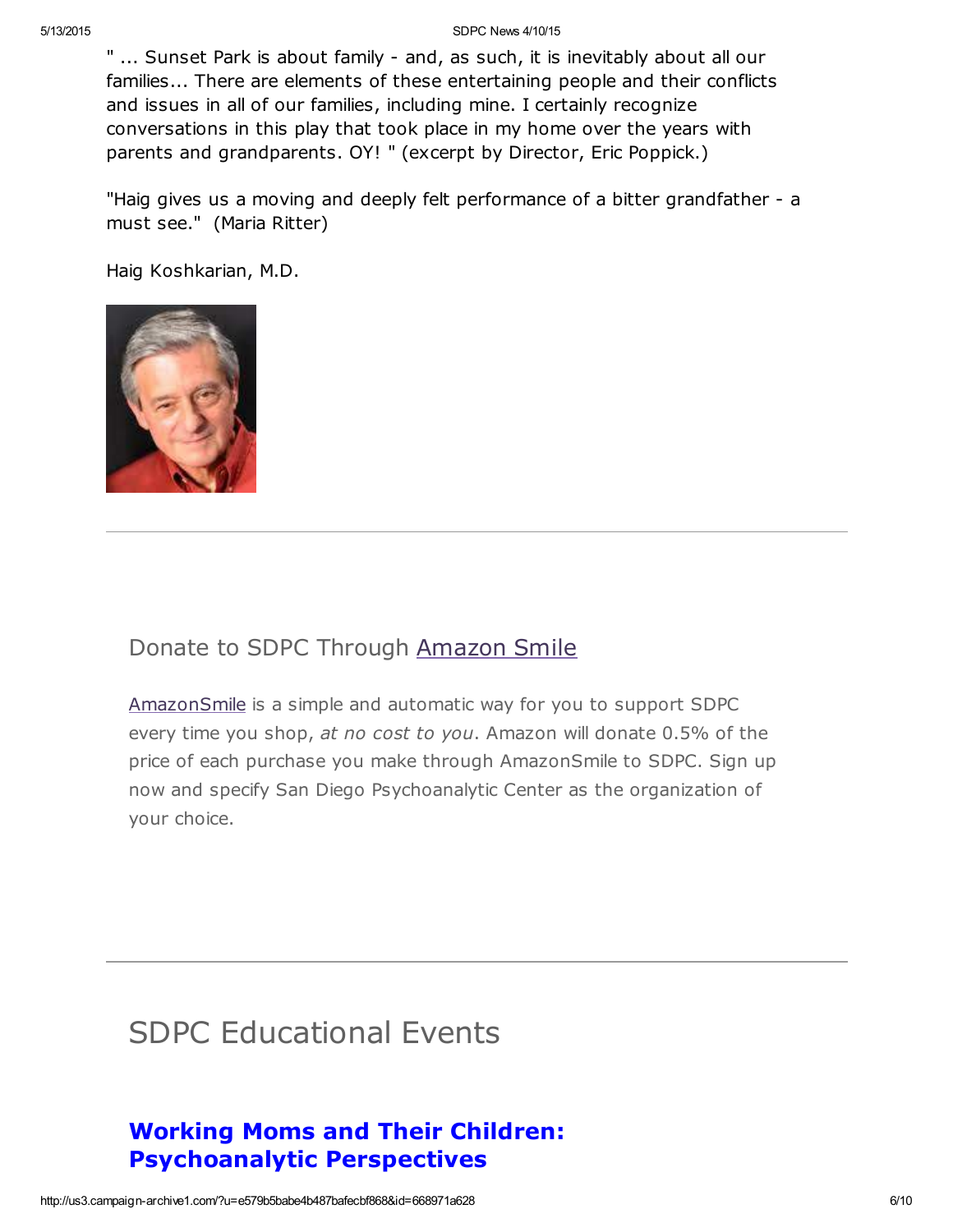" ... Sunset Park is about family - and, as such, it is inevitably about all our families... There are elements of these entertaining people and their conflicts and issues in all of our families, including mine. I certainly recognize conversations in this play that took place in my home over the years with parents and grandparents. OY! " (excerpt by Director, Eric Poppick.)

"Haig gives us a moving and deeply felt performance of a bitter grandfather - a must see." (Maria Ritter)

Haig Koshkarian, M.D.

---

## Donate to SDPC Through Amazon Smile

AmazonSmile is a simple and automatic way for you to support SDPC every time you shop, *at no cost to you*. Amazon will donate 0.5% of the price of each purchase you make through AmazonSmile to SDPC. Sign up now and specify San Diego Psychoanalytic Center as the organization of your choice.

---

# SDPC Educational Events

## Working Moms and Their Children: Psychoanalytic Perspectives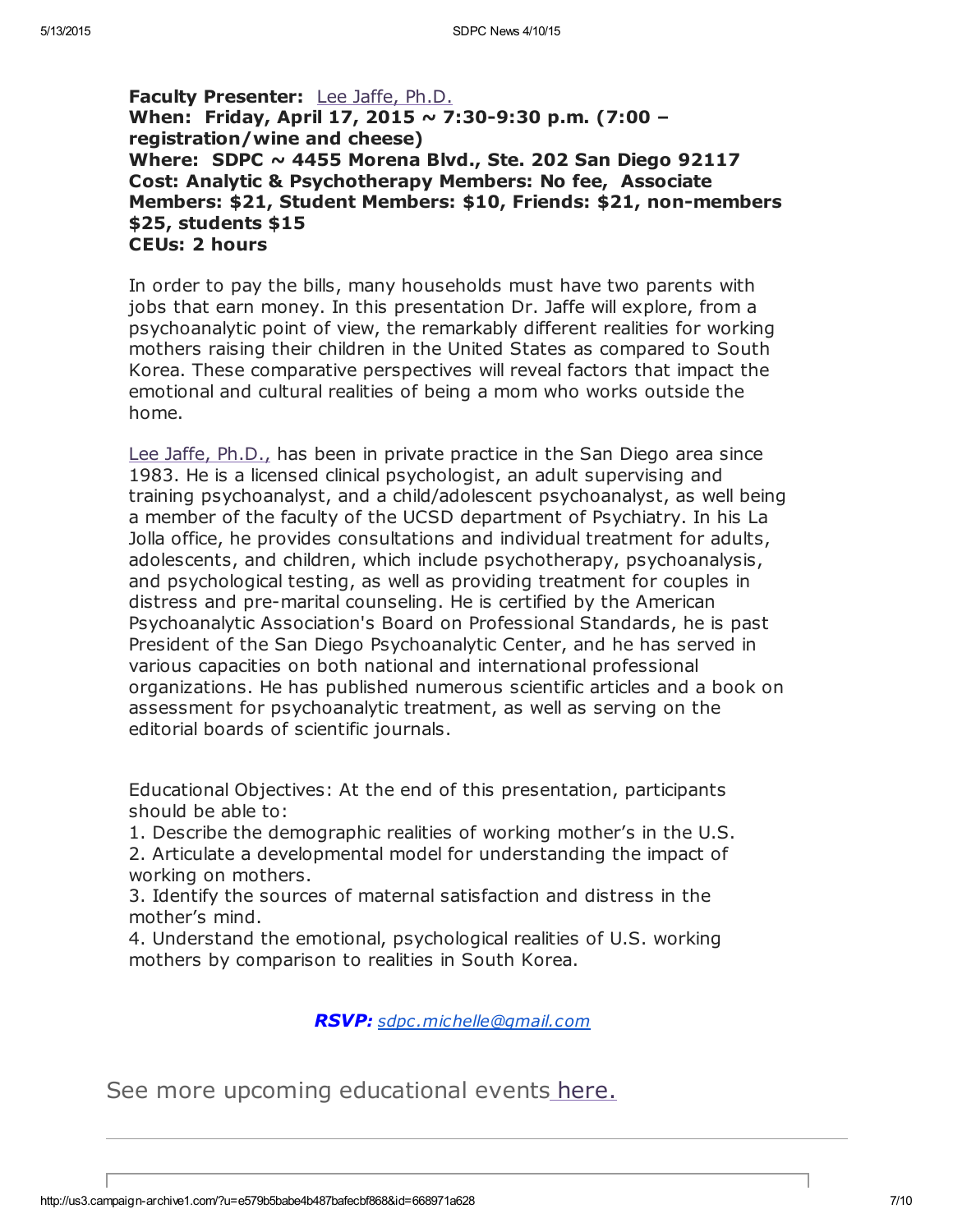**Faculty Presenter:** Lee Jaffe, Ph.D.
**When: Friday, April 17, 2015 ~ 7:30-9:30 p.m. (7:00 – registration/wine and cheese)**
**Where: SDPC ~ 4455 Morena Blvd., Ste. 202 San Diego 92117**
**Cost: Analytic & Psychotherapy Members: No fee, Associate Members: $21, Student Members: $10, Friends: $21, non-members $25, students $15**
**CEUs: 2 hours**

In order to pay the bills, many households must have two parents with jobs that earn money. In this presentation Dr. Jaffe will explore, from a psychoanalytic point of view, the remarkably different realities for working mothers raising their children in the United States as compared to South Korea. These comparative perspectives will reveal factors that impact the emotional and cultural realities of being a mom who works outside the home.

Lee Jaffe, Ph.D., has been in private practice in the San Diego area since 1983. He is a licensed clinical psychologist, an adult supervising and training psychoanalyst, and a child/adolescent psychoanalyst, as well being a member of the faculty of the UCSD department of Psychiatry. In his La Jolla office, he provides consultations and individual treatment for adults, adolescents, and children, which include psychotherapy, psychoanalysis, and psychological testing, as well as providing treatment for couples in distress and pre-marital counseling. He is certified by the American Psychoanalytic Association's Board on Professional Standards, he is past President of the San Diego Psychoanalytic Center, and he has served in various capacities on both national and international professional organizations. He has published numerous scientific articles and a book on assessment for psychoanalytic treatment, as well as serving on the editorial boards of scientific journals.

Educational Objectives: At the end of this presentation, participants should be able to:

1. Describe the demographic realities of working mother's in the U.S.
2. Articulate a developmental model for understanding the impact of working on mothers.
3. Identify the sources of maternal satisfaction and distress in the mother's mind.
4. Understand the emotional, psychological realities of U.S. working mothers by comparison to realities in South Korea.

***RSVP:*** *sdpc.michelle@gmail.com*

See more upcoming educational events here.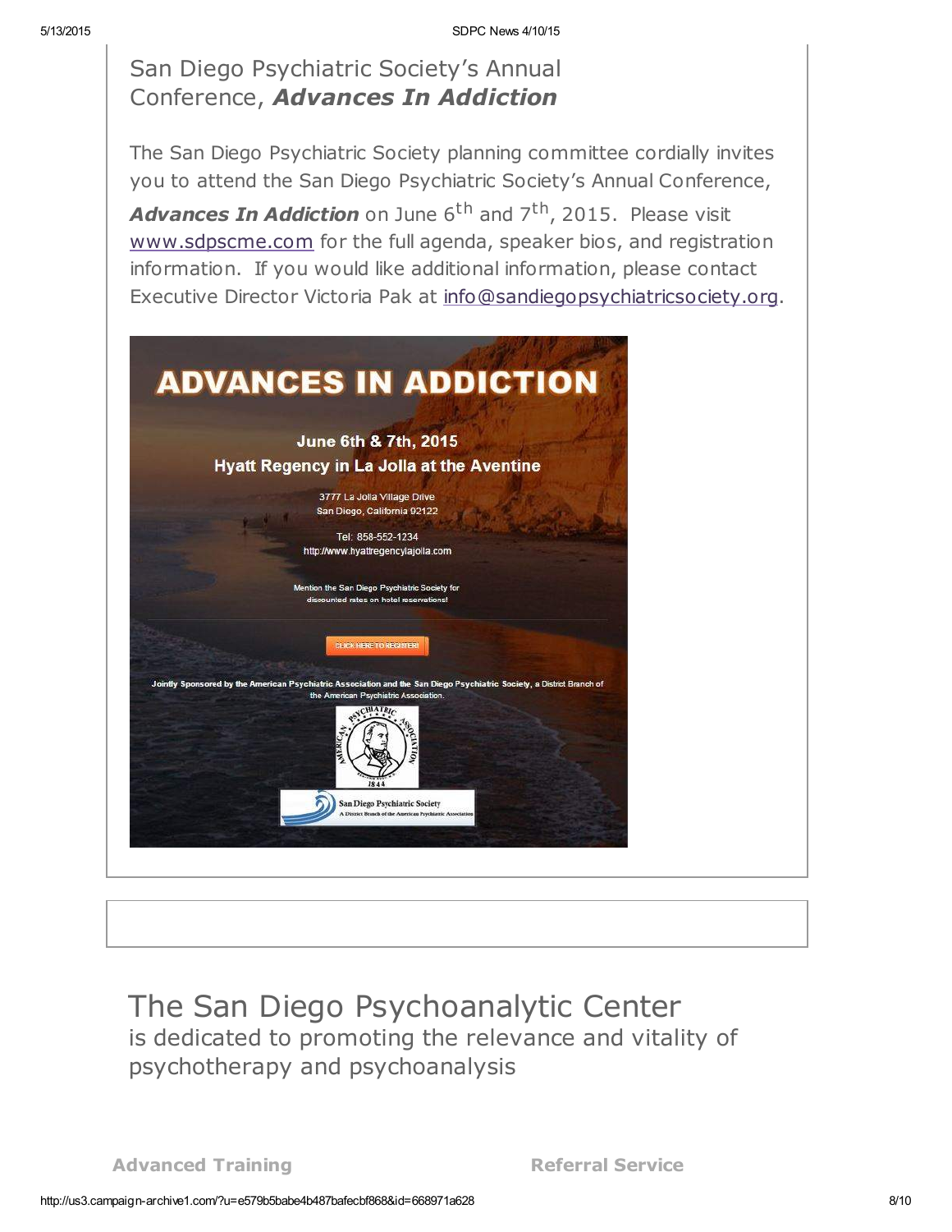## San Diego Psychiatric Society's Annual Conference, ***Advances In Addiction***

The San Diego Psychiatric Society planning committee cordially invites you to attend the San Diego Psychiatric Society's Annual Conference, ***Advances In Addiction*** on June 6th and 7th, 2015. Please visit www.sdpscme.com for the full agenda, speaker bios, and registration information. If you would like additional information, please contact Executive Director Victoria Pak at info@sandiegopsychiatricsociety.org.

# ADVANCES IN ADDICTION

**June 6th & 7th, 2015**

**Hyatt Regency in La Jolla at the Aventine**

3777 La Jolla Village Drive
San Diego, California 92122

Tel: 858-552-1234
http://www.hyattregencylajolla.com

Mention the San Diego Psychiatric Society for discounted rates on hotel reservations!

CLICK HERE TO REGISTER!

Jointly Sponsored by the American Psychiatric Association and the San Diego Psychiatric Society, a District Branch of the American Psychiatric Association.

American Psychiatric Association 1844

San Diego Psychiatric Society
A District Branch of the American Psychiatric Association

## The San Diego Psychoanalytic Center

is dedicated to promoting the relevance and vitality of psychotherapy and psychoanalysis

**Advanced Training**

**Referral Service**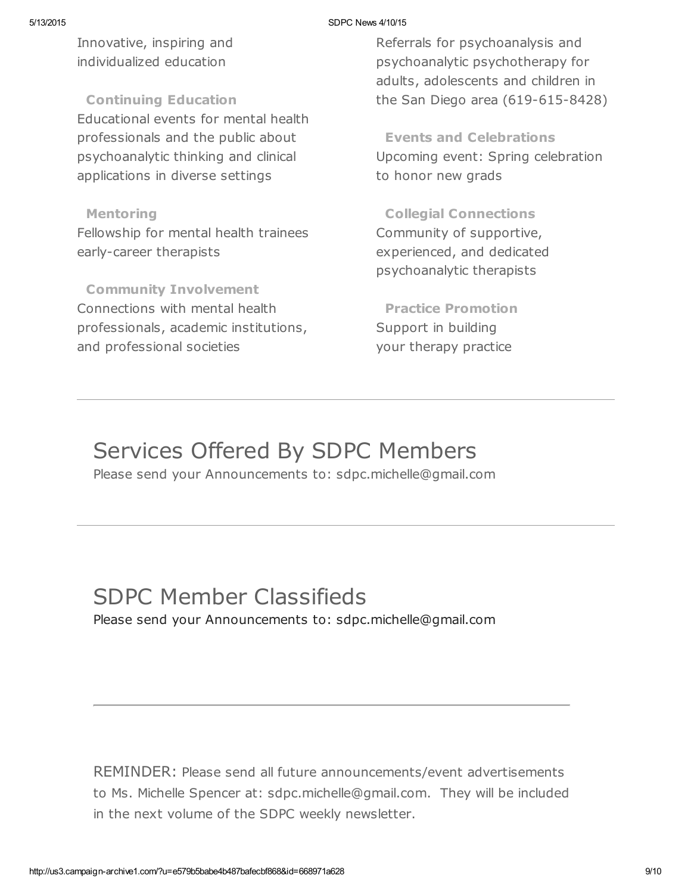Innovative, inspiring and individualized education

**Continuing Education**
Educational events for mental health professionals and the public about psychoanalytic thinking and clinical applications in diverse settings

**Mentoring**
Fellowship for mental health trainees early-career therapists

**Community Involvement**
Connections with mental health professionals, academic institutions, and professional societies

Referrals for psychoanalysis and psychoanalytic psychotherapy for adults, adolescents and children in the San Diego area (619-615-8428)

**Events and Celebrations**
Upcoming event: Spring celebration to honor new grads

**Collegial Connections**
Community of supportive, experienced, and dedicated psychoanalytic therapists

**Practice Promotion**
Support in building your therapy practice

---

# Services Offered By SDPC Members

Please send your Announcements to: sdpc.michelle@gmail.com

---

# SDPC Member Classifieds

Please send your Announcements to: sdpc.michelle@gmail.com

---

REMINDER: Please send all future announcements/event advertisements to Ms. Michelle Spencer at: sdpc.michelle@gmail.com. They will be included in the next volume of the SDPC weekly newsletter.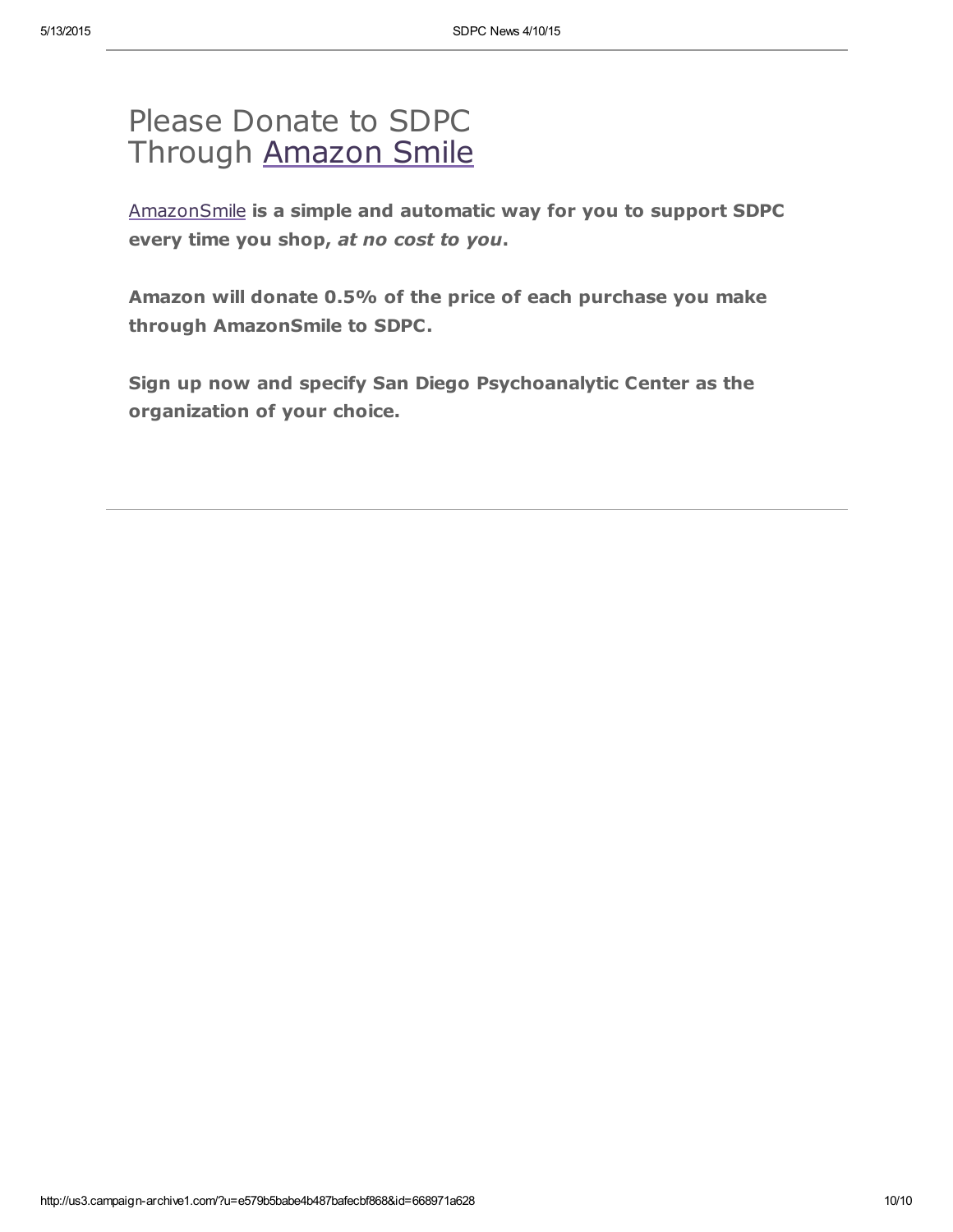# Please Donate to SDPC Through Amazon Smile

AmazonSmile **is a simple and automatic way for you to support SDPC every time you shop, *at no cost to you*.**

**Amazon will donate 0.5% of the price of each purchase you make through AmazonSmile to SDPC.**

**Sign up now and specify San Diego Psychoanalytic Center as the organization of your choice.**